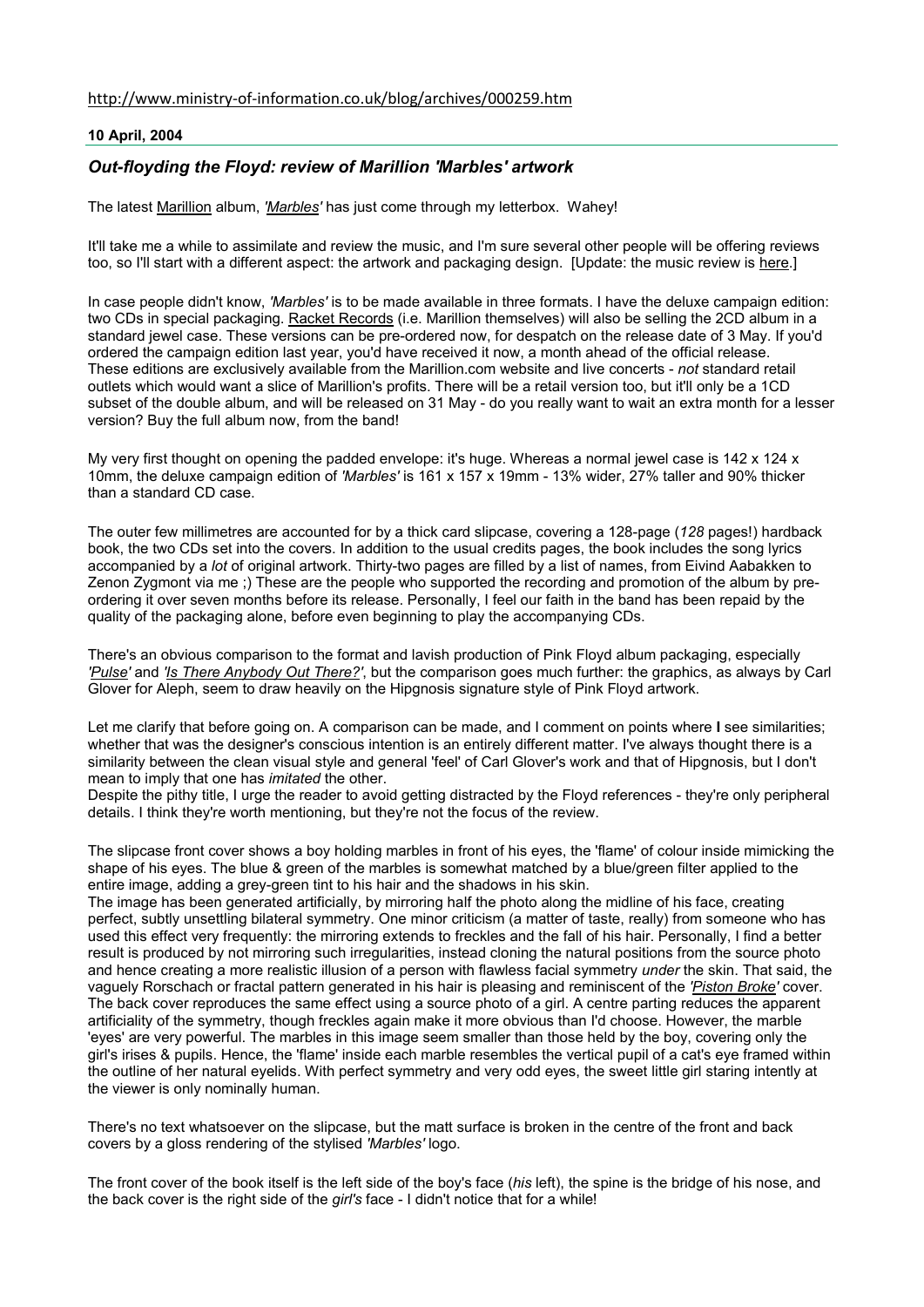http://www.ministry-of-information.co.uk/blog/archives/000259.htm

**10 April, 2004**

## *Out-floyding the Floyd: review of Marillion 'Marbles' artwork*

The latest Marillion album, *'Marbles'* has just come through my letterbox. Wahey!

It'll take me a while to assimilate and review the music, and I'm sure several other people will be offering reviews too, so I'll start with a different aspect: the artwork and packaging design. [Update: the music review is here.]

In case people didn't know, *'Marbles'* is to be made available in three formats. I have the deluxe campaign edition: two CDs in special packaging. Racket Records (i.e. Marillion themselves) will also be selling the 2CD album in a standard jewel case. These versions can be pre-ordered now, for despatch on the release date of 3 May. If you'd ordered the campaign edition last year, you'd have received it now, a month ahead of the official release. These editions are exclusively available from the Marillion.com website and live concerts - *not* standard retail outlets which would want a slice of Marillion's profits. There will be a retail version too, but it'll only be a 1CD subset of the double album, and will be released on 31 May - do you really want to wait an extra month for a lesser version? Buy the full album now, from the band!

My very first thought on opening the padded envelope: it's huge. Whereas a normal jewel case is 142 x 124 x 10mm, the deluxe campaign edition of *'Marbles'* is 161 x 157 x 19mm - 13% wider, 27% taller and 90% thicker than a standard CD case.

The outer few millimetres are accounted for by a thick card slipcase, covering a 128-page (*128* pages!) hardback book, the two CDs set into the covers. In addition to the usual credits pages, the book includes the song lyrics accompanied by a *lot* of original artwork. Thirty-two pages are filled by a list of names, from Eivind Aabakken to Zenon Zygmont via me ;) These are the people who supported the recording and promotion of the album by pre-ordering it over seven months before its release. Personally, I feel our faith in the band has been repaid by the quality of the packaging alone, before even beginning to play the accompanying CDs.

There's an obvious comparison to the format and lavish production of Pink Floyd album packaging, especially *'Pulse'* and *'Is There Anybody Out There?'*, but the comparison goes much further: the graphics, as always by Carl Glover for Aleph, seem to draw heavily on the Hipgnosis signature style of Pink Floyd artwork.

Let me clarify that before going on. A comparison can be made, and I comment on points where **I** see similarities; whether that was the designer's conscious intention is an entirely different matter. I've always thought there is a similarity between the clean visual style and general 'feel' of Carl Glover's work and that of Hipgnosis, but I don't mean to imply that one has *imitated* the other.
Despite the pithy title, I urge the reader to avoid getting distracted by the Floyd references - they're only peripheral details. I think they're worth mentioning, but they're not the focus of the review.

The slipcase front cover shows a boy holding marbles in front of his eyes, the 'flame' of colour inside mimicking the shape of his eyes. The blue & green of the marbles is somewhat matched by a blue/green filter applied to the entire image, adding a grey-green tint to his hair and the shadows in his skin.
The image has been generated artificially, by mirroring half the photo along the midline of his face, creating perfect, subtly unsettling bilateral symmetry. One minor criticism (a matter of taste, really) from someone who has used this effect very frequently: the mirroring extends to freckles and the fall of his hair. Personally, I find a better result is produced by not mirroring such irregularities, instead cloning the natural positions from the source photo and hence creating a more realistic illusion of a person with flawless facial symmetry *under* the skin. That said, the vaguely Rorschach or fractal pattern generated in his hair is pleasing and reminiscent of the *'Piston Broke'* cover.
The back cover reproduces the same effect using a source photo of a girl. A centre parting reduces the apparent artificiality of the symmetry, though freckles again make it more obvious than I'd choose. However, the marble 'eyes' are very powerful. The marbles in this image seem smaller than those held by the boy, covering only the girl's irises & pupils. Hence, the 'flame' inside each marble resembles the vertical pupil of a cat's eye framed within the outline of her natural eyelids. With perfect symmetry and very odd eyes, the sweet little girl staring intently at the viewer is only nominally human.

There's no text whatsoever on the slipcase, but the matt surface is broken in the centre of the front and back covers by a gloss rendering of the stylised *'Marbles'* logo.

The front cover of the book itself is the left side of the boy's face (*his* left), the spine is the bridge of his nose, and the back cover is the right side of the *girl's* face - I didn't notice that for a while!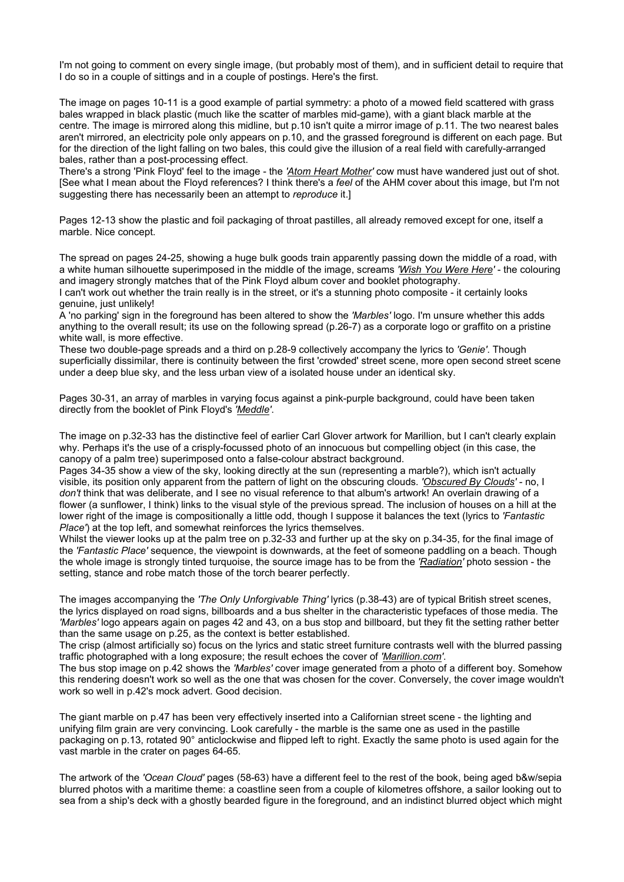I'm not going to comment on every single image, (but probably most of them), and in sufficient detail to require that I do so in a couple of sittings and in a couple of postings. Here's the first.

The image on pages 10-11 is a good example of partial symmetry: a photo of a mowed field scattered with grass bales wrapped in black plastic (much like the scatter of marbles mid-game), with a giant black marble at the centre. The image is mirrored along this midline, but p.10 isn't quite a mirror image of p.11. The two nearest bales aren't mirrored, an electricity pole only appears on p.10, and the grassed foreground is different on each page. But for the direction of the light falling on two bales, this could give the illusion of a real field with carefully-arranged bales, rather than a post-processing effect.
There's a strong 'Pink Floyd' feel to the image - the ***'Atom Heart Mother'*** cow must have wandered just out of shot. [See what I mean about the Floyd references? I think there's a *feel* of the AHM cover about this image, but I'm not suggesting there has necessarily been an attempt to *reproduce* it.]

Pages 12-13 show the plastic and foil packaging of throat pastilles, all already removed except for one, itself a marble. Nice concept.

The spread on pages 24-25, showing a huge bulk goods train apparently passing down the middle of a road, with a white human silhouette superimposed in the middle of the image, screams ***'Wish You Were Here'*** - the colouring and imagery strongly matches that of the Pink Floyd album cover and booklet photography.
I can't work out whether the train really is in the street, or it's a stunning photo composite - it certainly looks genuine, just unlikely!
A 'no parking' sign in the foreground has been altered to show the *'Marbles'* logo. I'm unsure whether this adds anything to the overall result; its use on the following spread (p.26-7) as a corporate logo or graffito on a pristine white wall, is more effective.
These two double-page spreads and a third on p.28-9 collectively accompany the lyrics to *'Genie'*. Though superficially dissimilar, there is continuity between the first 'crowded' street scene, more open second street scene under a deep blue sky, and the less urban view of a isolated house under an identical sky.

Pages 30-31, an array of marbles in varying focus against a pink-purple background, could have been taken directly from the booklet of Pink Floyd's ***'Meddle'***.

The image on p.32-33 has the distinctive feel of earlier Carl Glover artwork for Marillion, but I can't clearly explain why. Perhaps it's the use of a crisply-focussed photo of an innocuous but compelling object (in this case, the canopy of a palm tree) superimposed onto a false-colour abstract background.
Pages 34-35 show a view of the sky, looking directly at the sun (representing a marble?), which isn't actually visible, its position only apparent from the pattern of light on the obscuring clouds. ***'Obscured By Clouds'*** - no, I *don't* think that was deliberate, and I see no visual reference to that album's artwork! An overlain drawing of a flower (a sunflower, I think) links to the visual style of the previous spread. The inclusion of houses on a hill at the lower right of the image is compositionally a little odd, though I suppose it balances the text (lyrics to *'Fantastic Place'*) at the top left, and somewhat reinforces the lyrics themselves.
Whilst the viewer looks up at the palm tree on p.32-33 and further up at the sky on p.34-35, for the final image of the *'Fantastic Place'* sequence, the viewpoint is downwards, at the feet of someone paddling on a beach. Though the whole image is strongly tinted turquoise, the source image has to be from the ***'Radiation'*** photo session - the setting, stance and robe match those of the torch bearer perfectly.

The images accompanying the *'The Only Unforgivable Thing'* lyrics (p.38-43) are of typical British street scenes, the lyrics displayed on road signs, billboards and a bus shelter in the characteristic typefaces of those media. The *'Marbles'* logo appears again on pages 42 and 43, on a bus stop and billboard, but they fit the setting rather better than the same usage on p.25, as the context is better established.
The crisp (almost artificially so) focus on the lyrics and static street furniture contrasts well with the blurred passing traffic photographed with a long exposure; the result echoes the cover of ***'Marillion.com'***.
The bus stop image on p.42 shows the *'Marbles'* cover image generated from a photo of a different boy. Somehow this rendering doesn't work so well as the one that was chosen for the cover. Conversely, the cover image wouldn't work so well in p.42's mock advert. Good decision.

The giant marble on p.47 has been very effectively inserted into a Californian street scene - the lighting and unifying film grain are very convincing. Look carefully - the marble is the same one as used in the pastille packaging on p.13, rotated 90° anticlockwise and flipped left to right. Exactly the same photo is used again for the vast marble in the crater on pages 64-65.

The artwork of the *'Ocean Cloud'* pages (58-63) have a different feel to the rest of the book, being aged b&w/sepia blurred photos with a maritime theme: a coastline seen from a couple of kilometres offshore, a sailor looking out to sea from a ship's deck with a ghostly bearded figure in the foreground, and an indistinct blurred object which might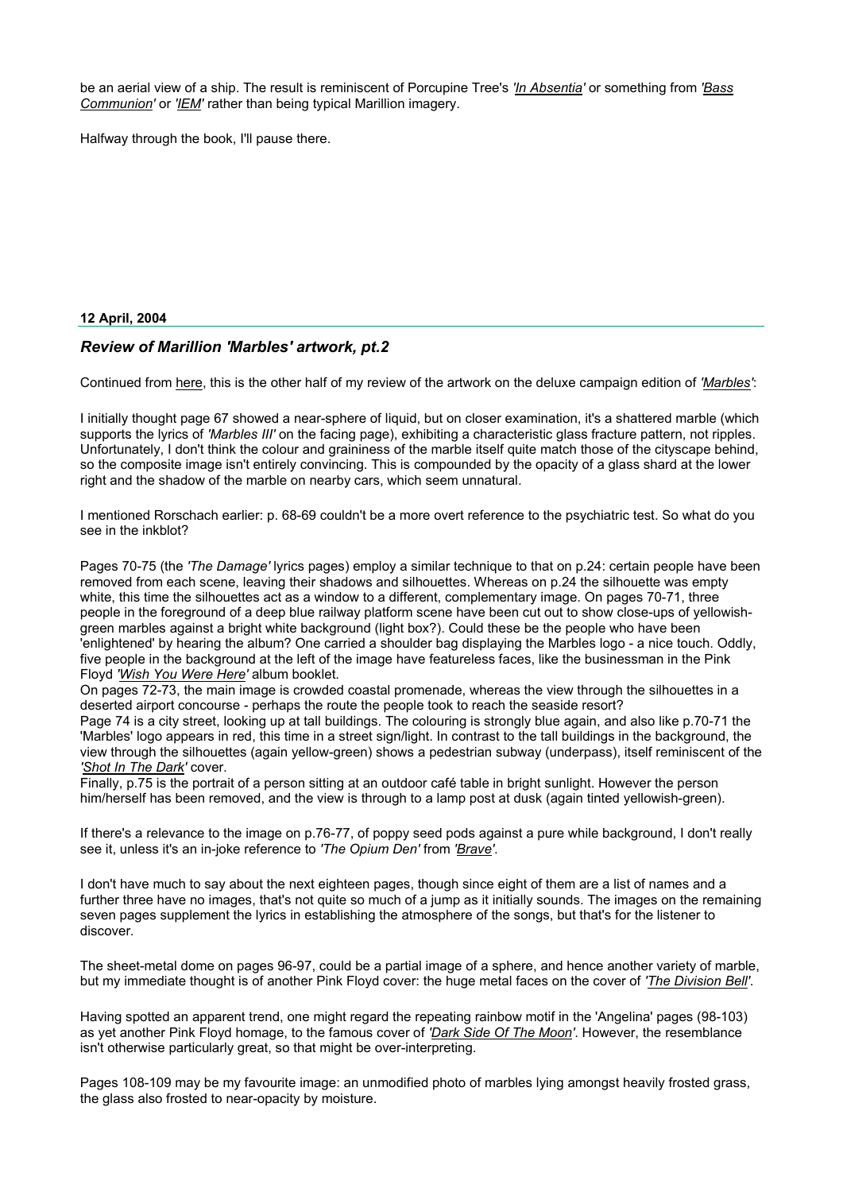be an aerial view of a ship. The result is reminiscent of Porcupine Tree's *'In Absentia'* or something from *'Bass Communion'* or *'IEM'* rather than being typical Marillion imagery.

Halfway through the book, I'll pause there.

**12 April, 2004**

## *Review of Marillion 'Marbles' artwork, pt.2*

Continued from here, this is the other half of my review of the artwork on the deluxe campaign edition of *'Marbles'*:

I initially thought page 67 showed a near-sphere of liquid, but on closer examination, it's a shattered marble (which supports the lyrics of *'Marbles III'* on the facing page), exhibiting a characteristic glass fracture pattern, not ripples. Unfortunately, I don't think the colour and graininess of the marble itself quite match those of the cityscape behind, so the composite image isn't entirely convincing. This is compounded by the opacity of a glass shard at the lower right and the shadow of the marble on nearby cars, which seem unnatural.

I mentioned Rorschach earlier: p. 68-69 couldn't be a more overt reference to the psychiatric test. So what do you see in the inkblot?

Pages 70-75 (the *'The Damage'* lyrics pages) employ a similar technique to that on p.24: certain people have been removed from each scene, leaving their shadows and silhouettes. Whereas on p.24 the silhouette was empty white, this time the silhouettes act as a window to a different, complementary image. On pages 70-71, three people in the foreground of a deep blue railway platform scene have been cut out to show close-ups of yellowish-green marbles against a bright white background (light box?). Could these be the people who have been 'enlightened' by hearing the album? One carried a shoulder bag displaying the Marbles logo - a nice touch. Oddly, five people in the background at the left of the image have featureless faces, like the businessman in the Pink Floyd *'Wish You Were Here'* album booklet.
On pages 72-73, the main image is crowded coastal promenade, whereas the view through the silhouettes in a deserted airport concourse - perhaps the route the people took to reach the seaside resort?
Page 74 is a city street, looking up at tall buildings. The colouring is strongly blue again, and also like p.70-71 the 'Marbles' logo appears in red, this time in a street sign/light. In contrast to the tall buildings in the background, the view through the silhouettes (again yellow-green) shows a pedestrian subway (underpass), itself reminiscent of the *'Shot In The Dark'* cover.
Finally, p.75 is the portrait of a person sitting at an outdoor café table in bright sunlight. However the person him/herself has been removed, and the view is through to a lamp post at dusk (again tinted yellowish-green).

If there's a relevance to the image on p.76-77, of poppy seed pods against a pure while background, I don't really see it, unless it's an in-joke reference to *'The Opium Den'* from *'Brave'*.

I don't have much to say about the next eighteen pages, though since eight of them are a list of names and a further three have no images, that's not quite so much of a jump as it initially sounds. The images on the remaining seven pages supplement the lyrics in establishing the atmosphere of the songs, but that's for the listener to discover.

The sheet-metal dome on pages 96-97, could be a partial image of a sphere, and hence another variety of marble, but my immediate thought is of another Pink Floyd cover: the huge metal faces on the cover of *'The Division Bell'*.

Having spotted an apparent trend, one might regard the repeating rainbow motif in the 'Angelina' pages (98-103) as yet another Pink Floyd homage, to the famous cover of *'Dark Side Of The Moon'*. However, the resemblance isn't otherwise particularly great, so that might be over-interpreting.

Pages 108-109 may be my favourite image: an unmodified photo of marbles lying amongst heavily frosted grass, the glass also frosted to near-opacity by moisture.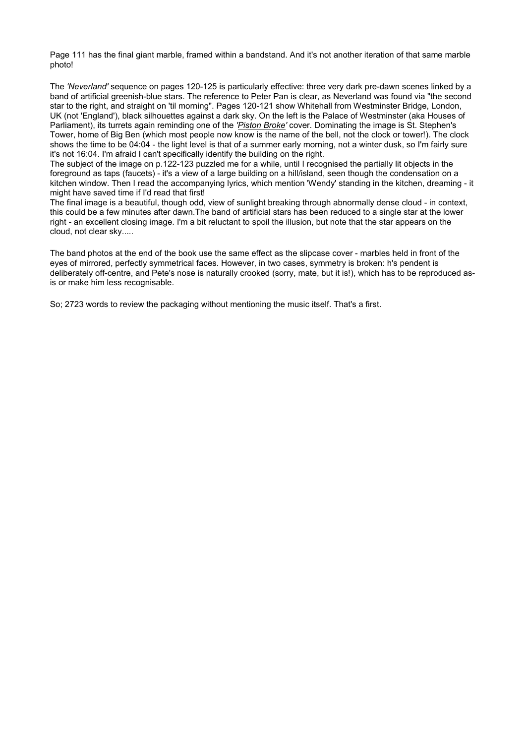Page 111 has the final giant marble, framed within a bandstand. And it's not another iteration of that same marble photo!

The *'Neverland'* sequence on pages 120-125 is particularly effective: three very dark pre-dawn scenes linked by a band of artificial greenish-blue stars. The reference to Peter Pan is clear, as Neverland was found via "the second star to the right, and straight on 'til morning". Pages 120-121 show Whitehall from Westminster Bridge, London, UK (not 'England'), black silhouettes against a dark sky. On the left is the Palace of Westminster (aka Houses of Parliament), its turrets again reminding one of the *'Piston Broke'* cover. Dominating the image is St. Stephen's Tower, home of Big Ben (which most people now know is the name of the bell, not the clock or tower!). The clock shows the time to be 04:04 - the light level is that of a summer early morning, not a winter dusk, so I'm fairly sure it's not 16:04. I'm afraid I can't specifically identify the building on the right.
The subject of the image on p.122-123 puzzled me for a while, until I recognised the partially lit objects in the foreground as taps (faucets) - it's a view of a large building on a hill/island, seen though the condensation on a kitchen window. Then I read the accompanying lyrics, which mention 'Wendy' standing in the kitchen, dreaming - it might have saved time if I'd read that first!
The final image is a beautiful, though odd, view of sunlight breaking through abnormally dense cloud - in context, this could be a few minutes after dawn.The band of artificial stars has been reduced to a single star at the lower right - an excellent closing image. I'm a bit reluctant to spoil the illusion, but note that the star appears on the cloud, not clear sky.....

The band photos at the end of the book use the same effect as the slipcase cover - marbles held in front of the eyes of mirrored, perfectly symmetrical faces. However, in two cases, symmetry is broken: h's pendent is deliberately off-centre, and Pete's nose is naturally crooked (sorry, mate, but it is!), which has to be reproduced as-is or make him less recognisable.

So; 2723 words to review the packaging without mentioning the music itself. That's a first.